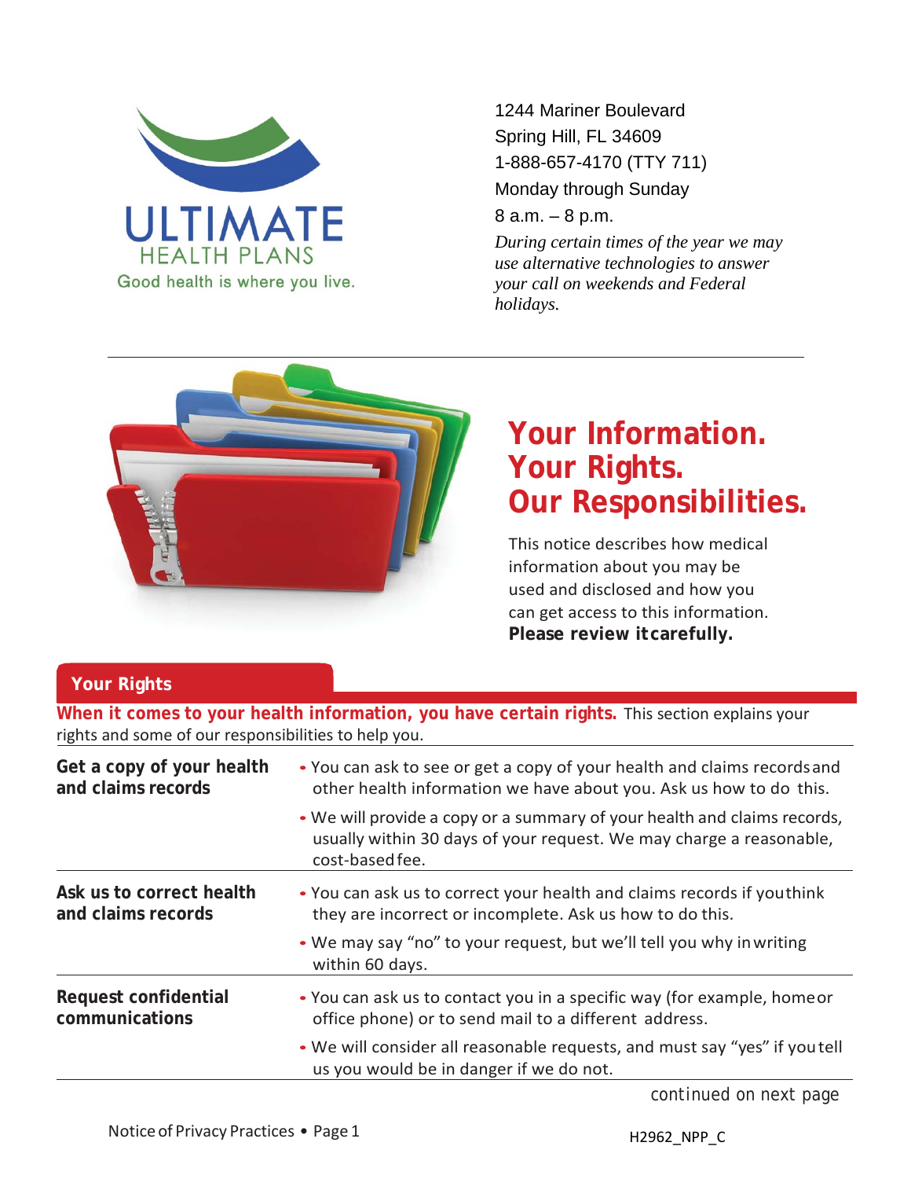ULTIMATE HEALTH PLANS

Good health is where you live.

1244 Mariner Boulevard
Spring Hill, FL 34609
1-888-657-4170 (TTY 711)
Monday through Sunday
8 a.m. – 8 p.m.

*During certain times of the year we may use alternative technologies to answer your call on weekends and Federal holidays.*

# Your Information. Your Rights. Our Responsibilities.

This notice describes how medical information about you may be used and disclosed and how you can get access to this information. **Please review it carefully.**

## Your Rights

**When it comes to your health information, you have certain rights.** This section explains your rights and some of our responsibilities to help you.

| | |
|---|---|
| **Get a copy of your health and claims records** | • You can ask to see or get a copy of your health and claims records and other health information we have about you. Ask us how to do this.<br>• We will provide a copy or a summary of your health and claims records, usually within 30 days of your request. We may charge a reasonable, cost-based fee. |
| **Ask us to correct health and claims records** | • You can ask us to correct your health and claims records if you think they are incorrect or incomplete. Ask us how to do this.<br>• We may say "no" to your request, but we'll tell you why in writing within 60 days. |
| **Request confidential communications** | • You can ask us to contact you in a specific way (for example, home or office phone) or to send mail to a different address.<br>• We will consider all reasonable requests, and must say "yes" if you tell us you would be in danger if we do not. |

*continued on next page*

H2962_NPP_C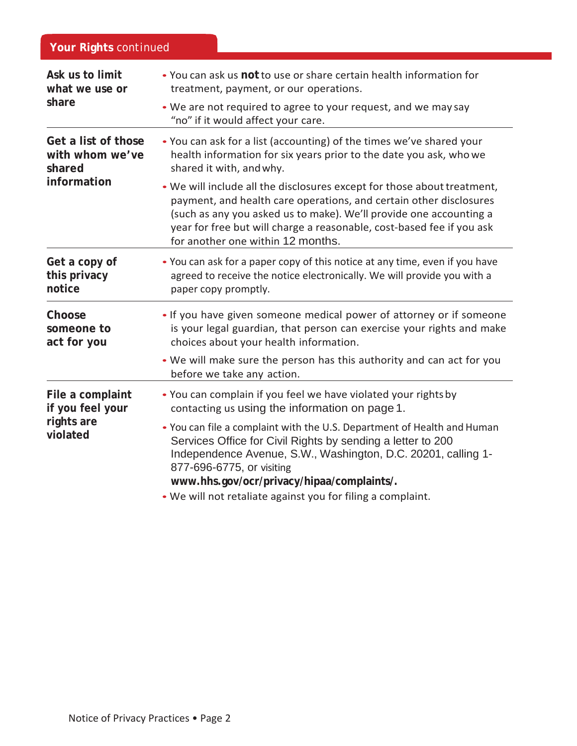## **Your Rights** continued

**Ask us to limit what we use or share**

- You can ask us **not** to use or share certain health information for treatment, payment, or our operations.
- We are not required to agree to your request, and we may say "no" if it would affect your care.

**Get a list of those with whom we've shared information**

- You can ask for a list (accounting) of the times we've shared your health information for six years prior to the date you ask, who we shared it with, and why.
- We will include all the disclosures except for those about treatment, payment, and health care operations, and certain other disclosures (such as any you asked us to make). We'll provide one accounting a year for free but will charge a reasonable, cost-based fee if you ask for another one within 12 months.

**Get a copy of this privacy notice**

- You can ask for a paper copy of this notice at any time, even if you have agreed to receive the notice electronically. We will provide you with a paper copy promptly.

**Choose someone to act for you**

- If you have given someone medical power of attorney or if someone is your legal guardian, that person can exercise your rights and make choices about your health information.
- We will make sure the person has this authority and can act for you before we take any action.

**File a complaint if you feel your rights are violated**

- You can complain if you feel we have violated your rights by contacting us using the information on page 1.
- You can file a complaint with the U.S. Department of Health and Human Services Office for Civil Rights by sending a letter to 200 Independence Avenue, S.W., Washington, D.C. 20201, calling 1-877-696-6775, or visiting **www.hhs.gov/ocr/privacy/hipaa/complaints/.**
- We will not retaliate against you for filing a complaint.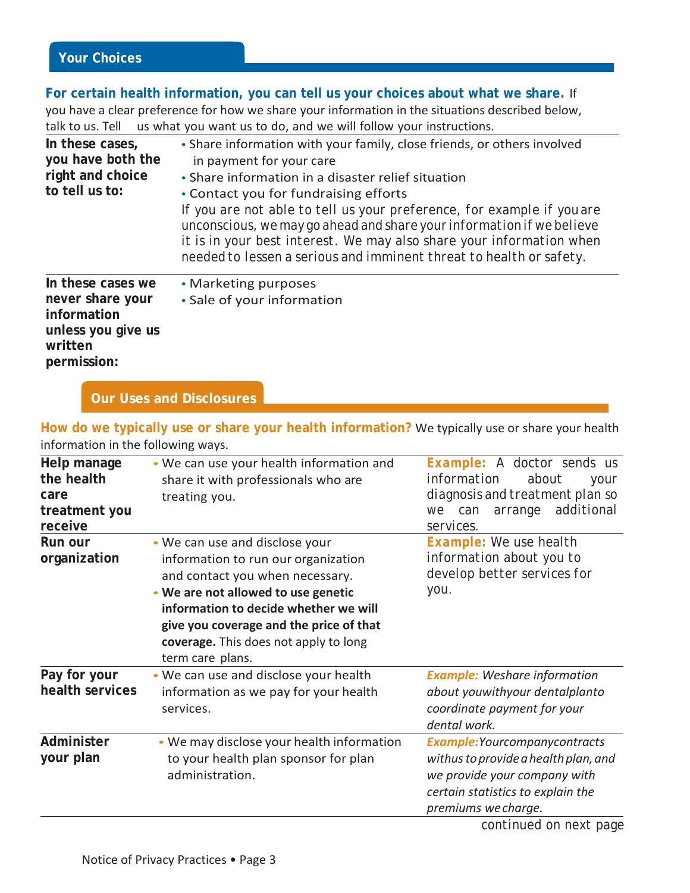## Your Choices

**For certain health information, you can tell us your choices about what we share.** If you have a clear preference for how we share your information in the situations described below, talk to us. Tell us what you want us to do, and we will follow your instructions.

| | |
|---|---|
| **In these cases, you have both the right and choice to tell us to:** | • Share information with your family, close friends, or others involved in payment for your care<br>• Share information in a disaster relief situation<br>• Contact you for fundraising efforts<br>If you are not able to tell us your preference, for example if you are unconscious, we may go ahead and share your information if we believe it is in your best interest. We may also share your information when needed to lessen a serious and imminent threat to health or safety. |
| **In these cases we never share your information unless you give us written permission:** | • Marketing purposes<br>• Sale of your information |

## Our Uses and Disclosures

**How do we typically use or share your health information?** We typically use or share your health information in the following ways.

| | | |
|---|---|---|
| **Help manage the health care treatment you receive** | • We can use your health information and share it with professionals who are treating you. | **Example:** A doctor sends us information about your diagnosis and treatment plan so we can arrange additional services. |
| **Run our organization** | • We can use and disclose your information to run our organization and contact you when necessary.<br>• **We are not allowed to use genetic information to decide whether we will give you coverage and the price of that coverage.** This does not apply to long term care plans. | **Example:** We use health information about you to develop better services for you. |
| **Pay for your health services** | • We can use and disclose your health information as we pay for your health services. | ***Example:*** *We share information about you with your dental plan to coordinate payment for your dental work.* |
| **Administer your plan** | • We may disclose your health information to your health plan sponsor for plan administration. | ***Example:*** *Your company contracts with us to provide a health plan, and we provide your company with certain statistics to explain the premiums we charge.* |

continued on next page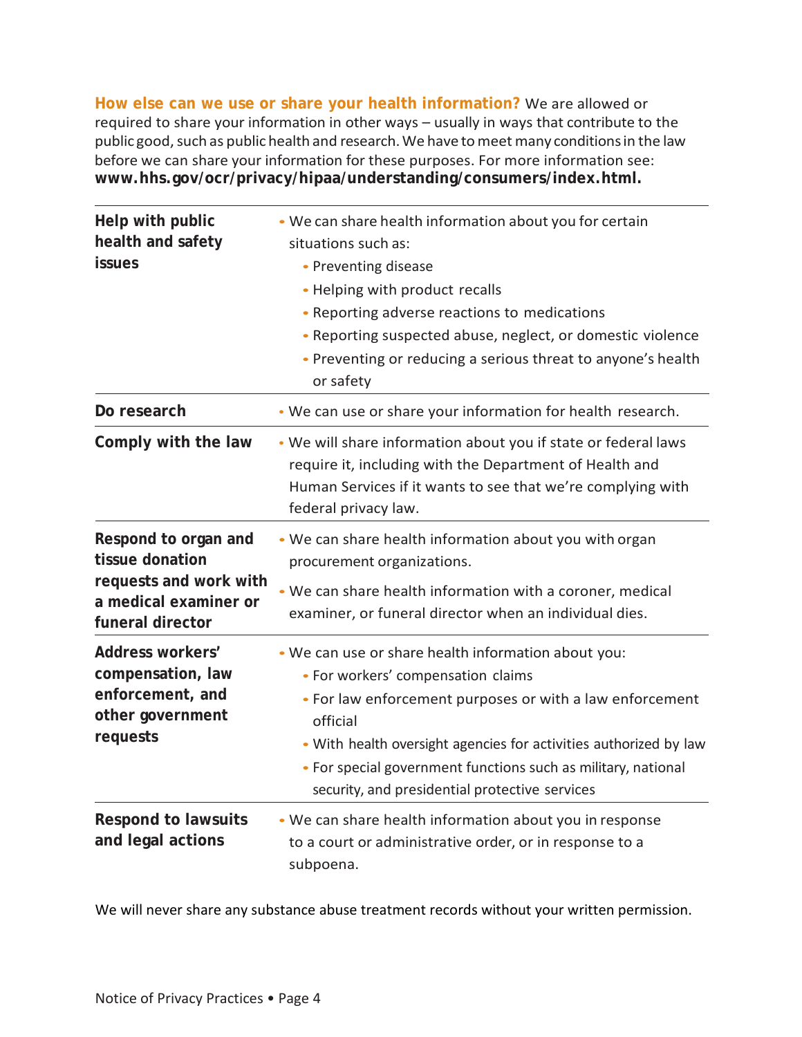**How else can we use or share your health information?** We are allowed or required to share your information in other ways – usually in ways that contribute to the public good, such as public health and research. We have to meet many conditions in the law before we can share your information for these purposes. For more information see: **www.hhs.gov/ocr/privacy/hipaa/understanding/consumers/index.html.**

| | |
|---|---|
| **Help with public health and safety issues** | • We can share health information about you for certain situations such as:<br>• Preventing disease<br>• Helping with product recalls<br>• Reporting adverse reactions to medications<br>• Reporting suspected abuse, neglect, or domestic violence<br>• Preventing or reducing a serious threat to anyone's health or safety |
| **Do research** | • We can use or share your information for health research. |
| **Comply with the law** | • We will share information about you if state or federal laws require it, including with the Department of Health and Human Services if it wants to see that we're complying with federal privacy law. |
| **Respond to organ and tissue donation requests and work with a medical examiner or funeral director** | • We can share health information about you with organ procurement organizations.<br>• We can share health information with a coroner, medical examiner, or funeral director when an individual dies. |
| **Address workers' compensation, law enforcement, and other government requests** | • We can use or share health information about you:<br>• For workers' compensation claims<br>• For law enforcement purposes or with a law enforcement official<br>• With health oversight agencies for activities authorized by law<br>• For special government functions such as military, national security, and presidential protective services |
| **Respond to lawsuits and legal actions** | • We can share health information about you in response to a court or administrative order, or in response to a subpoena. |

We will never share any substance abuse treatment records without your written permission.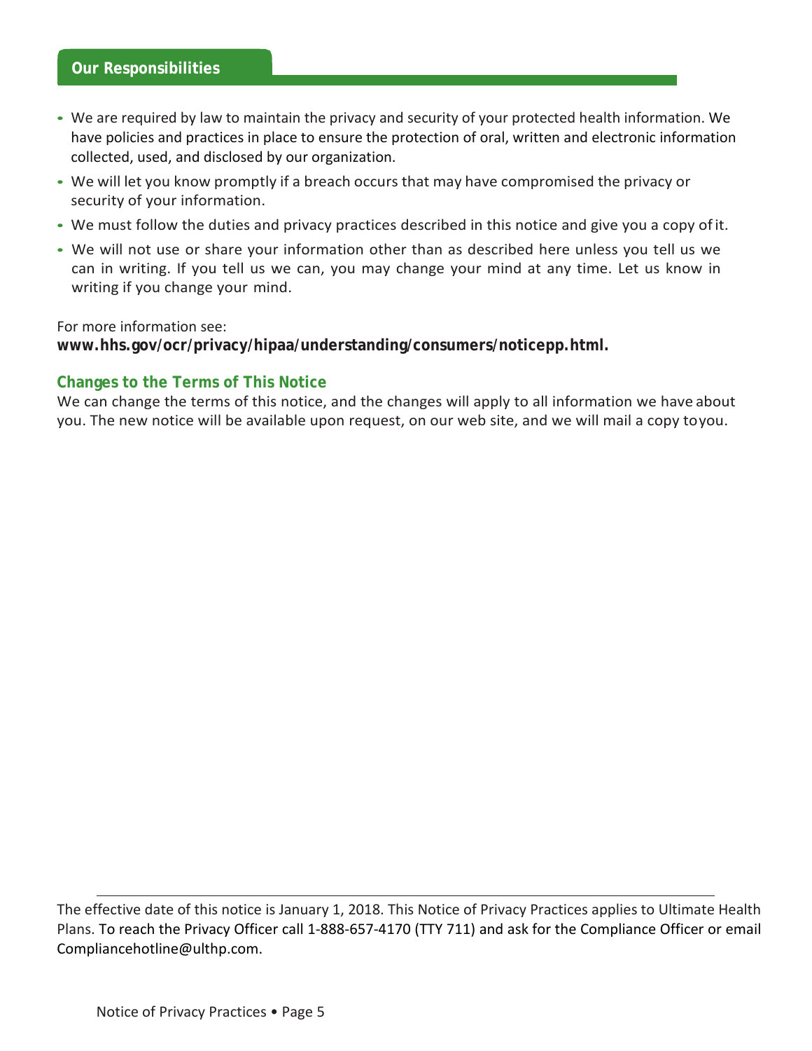## Our Responsibilities

- We are required by law to maintain the privacy and security of your protected health information. We have policies and practices in place to ensure the protection of oral, written and electronic information collected, used, and disclosed by our organization.
- We will let you know promptly if a breach occurs that may have compromised the privacy or security of your information.
- We must follow the duties and privacy practices described in this notice and give you a copy of it.
- We will not use or share your information other than as described here unless you tell us we can in writing. If you tell us we can, you may change your mind at any time. Let us know in writing if you change your mind.

For more information see:
**www.hhs.gov/ocr/privacy/hipaa/understanding/consumers/noticepp.html.**

### Changes to the Terms of This Notice

We can change the terms of this notice, and the changes will apply to all information we have about you. The new notice will be available upon request, on our web site, and we will mail a copy to you.

---

The effective date of this notice is January 1, 2018. This Notice of Privacy Practices applies to Ultimate Health Plans. To reach the Privacy Officer call 1-888-657-4170 (TTY 711) and ask for the Compliance Officer or email Compliancehotline@ulthp.com.